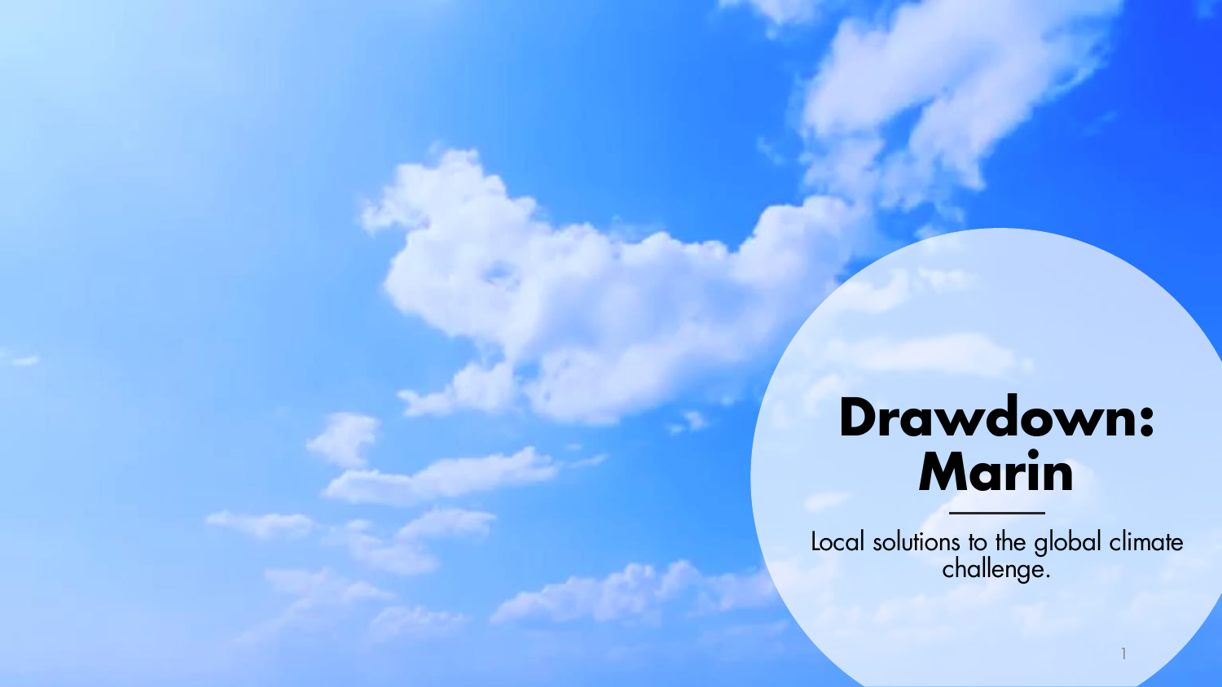# Drawdown: Marin

Local solutions to the global climate challenge.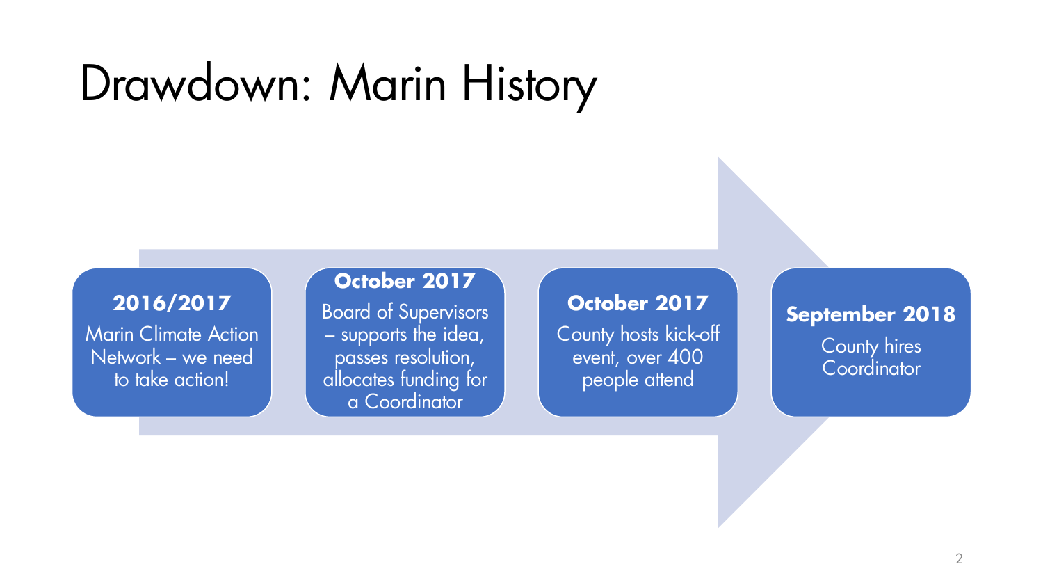# Drawdown: Marin History

**2016/2017**
Marin Climate Action Network – we need to take action!

**October 2017**
Board of Supervisors – supports the idea, passes resolution, allocates funding for a Coordinator

**October 2017**
County hosts kick-off event, over 400 people attend

**September 2018**
County hires Coordinator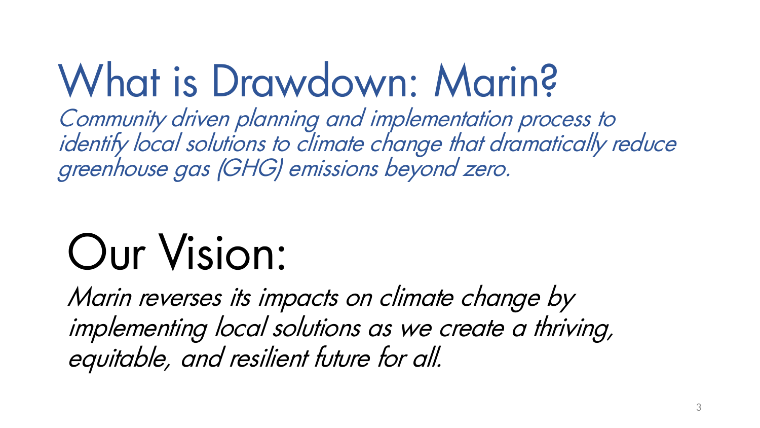# What is Drawdown: Marin?

*Community driven planning and implementation process to identify local solutions to climate change that dramatically reduce greenhouse gas (GHG) emissions beyond zero.*

# Our Vision:

*Marin reverses its impacts on climate change by implementing local solutions as we create a thriving, equitable, and resilient future for all.*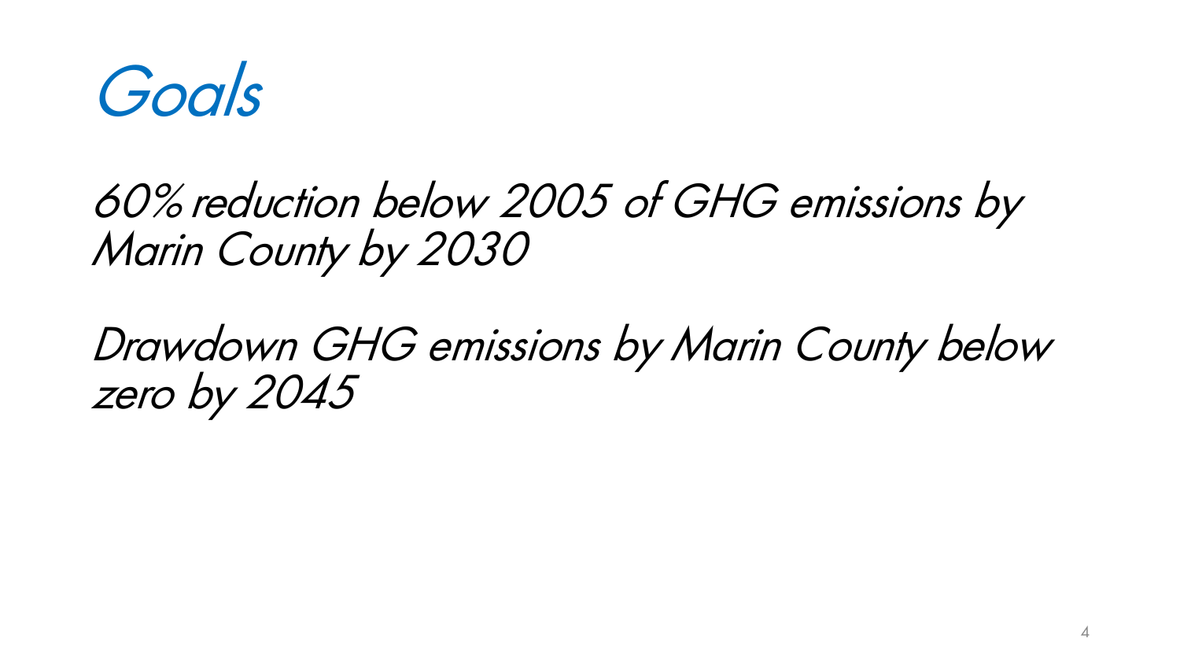# *Goals*

*60% reduction below 2005 of GHG emissions by Marin County by 2030*

*Drawdown GHG emissions by Marin County below zero by 2045*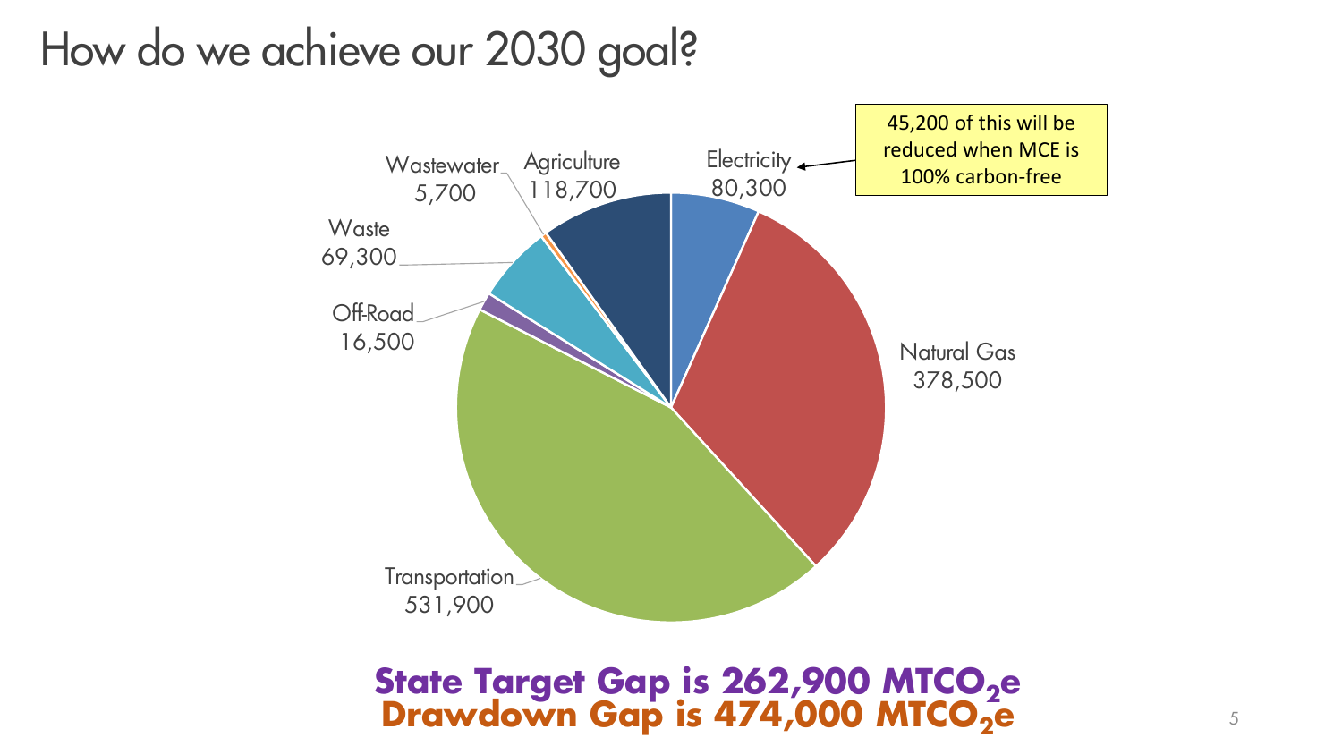# How do we achieve our 2030 goal?

Wastewater 5,700

Agriculture 118,700

Electricity 80,300

45,200 of this will be reduced when MCE is 100% carbon-free

Waste 69,300

Off-Road 16,500

Natural Gas 378,500

Transportation 531,900

**State Target Gap is 262,900 $MTCO_2e$**

**Drawdown Gap is 474,000 $MTCO_2e$**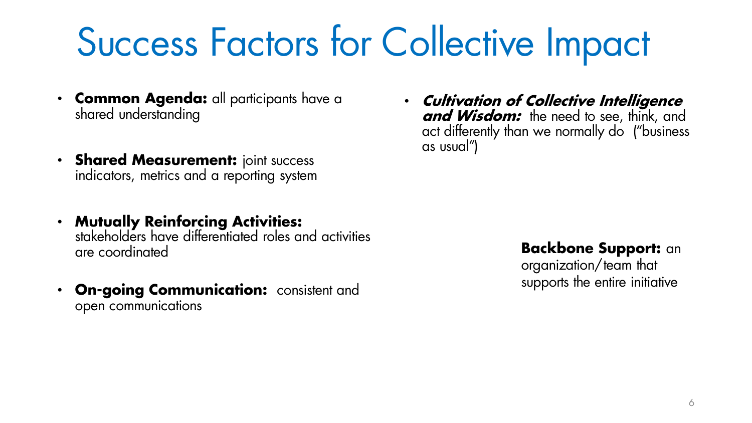# Success Factors for Collective Impact

- **Common Agenda:** all participants have a shared understanding
- **Shared Measurement:** joint success indicators, metrics and a reporting system
- **Mutually Reinforcing Activities:** stakeholders have differentiated roles and activities are coordinated
- **On-going Communication:** consistent and open communications
- ***Cultivation of Collective Intelligence and Wisdom:*** the need to see, think, and act differently than we normally do ("business as usual")

**Backbone Support:** an organization/team that supports the entire initiative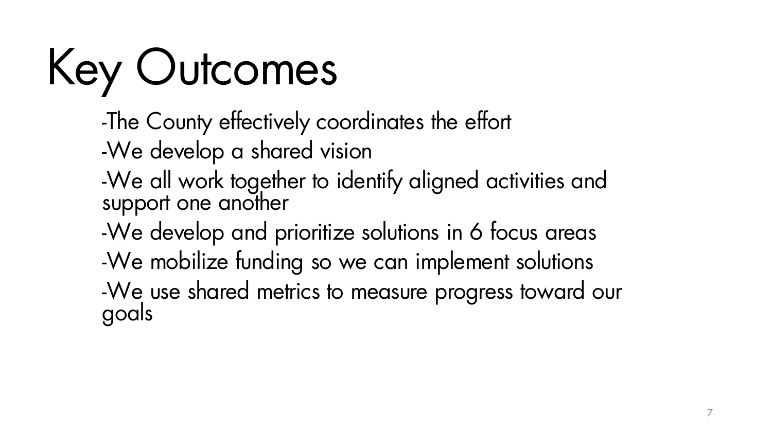# Key Outcomes

-The County effectively coordinates the effort

-We develop a shared vision

-We all work together to identify aligned activities and support one another

-We develop and prioritize solutions in 6 focus areas

-We mobilize funding so we can implement solutions

-We use shared metrics to measure progress toward our goals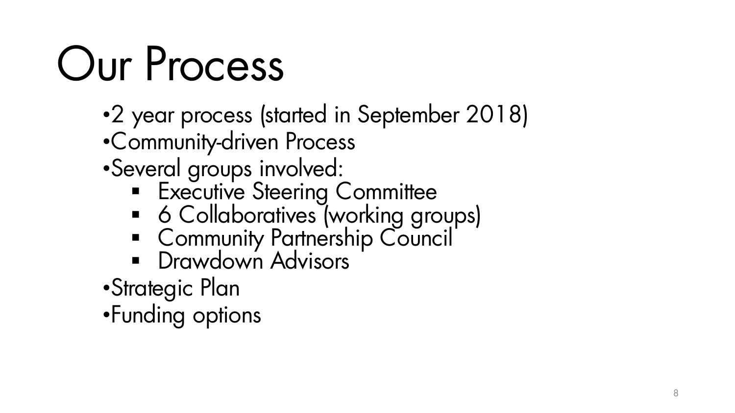# Our Process

- 2 year process (started in September 2018)
- Community-driven Process
- Several groups involved:
  - Executive Steering Committee
  - 6 Collaboratives (working groups)
  - Community Partnership Council
  - Drawdown Advisors
- Strategic Plan
- Funding options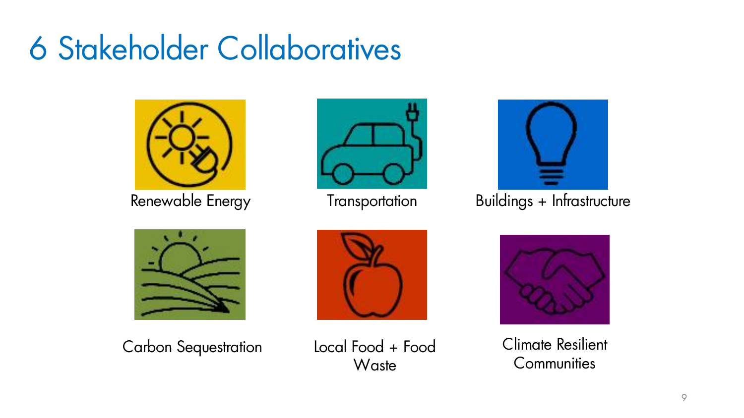# 6 Stakeholder Collaboratives

- Renewable Energy
- Transportation
- Buildings + Infrastructure
- Carbon Sequestration
- Local Food + Food Waste
- Climate Resilient Communities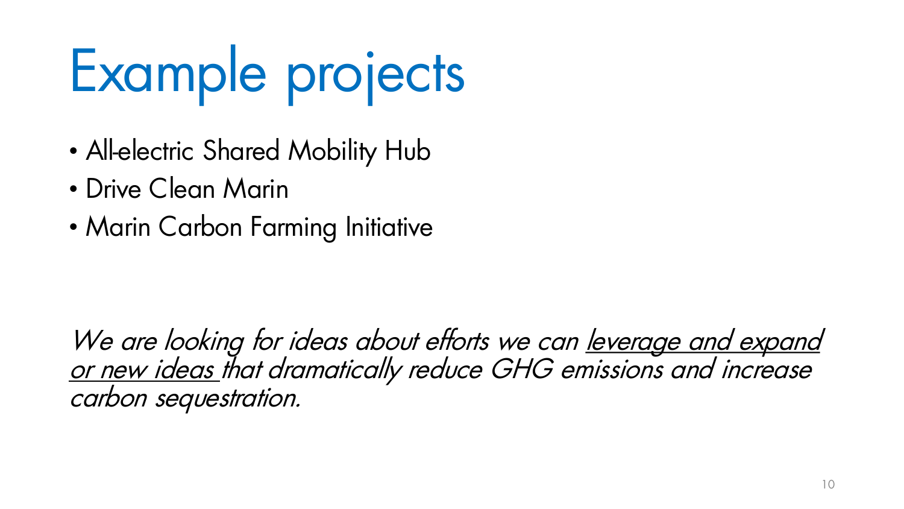# Example projects

- All-electric Shared Mobility Hub
- Drive Clean Marin
- Marin Carbon Farming Initiative

*We are looking for ideas about efforts we can <u>leverage and expand or new ideas</u> that dramatically reduce GHG emissions and increase carbon sequestration.*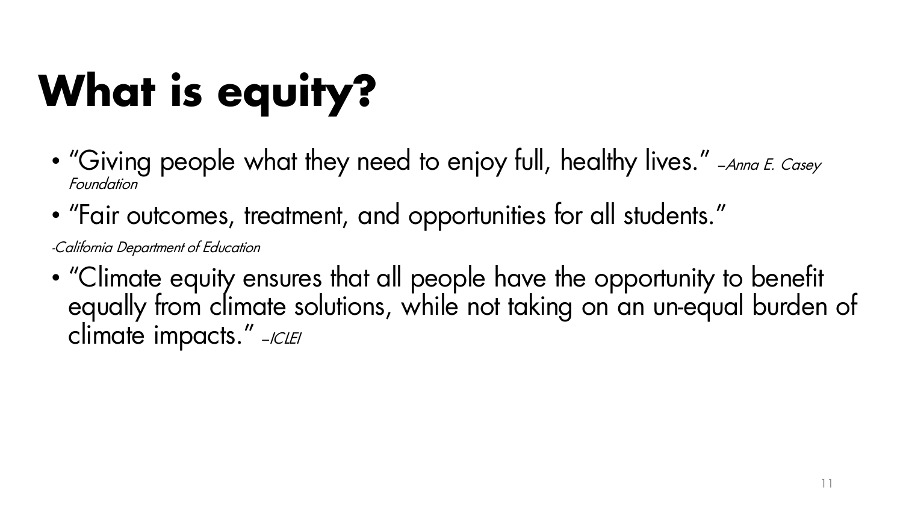# What is equity?

- "Giving people what they need to enjoy full, healthy lives." *–Anna E. Casey Foundation*
- "Fair outcomes, treatment, and opportunities for all students."

*-California Department of Education*

- "Climate equity ensures that all people have the opportunity to benefit equally from climate solutions, while not taking on an un-equal burden of climate impacts." *–ICLEI*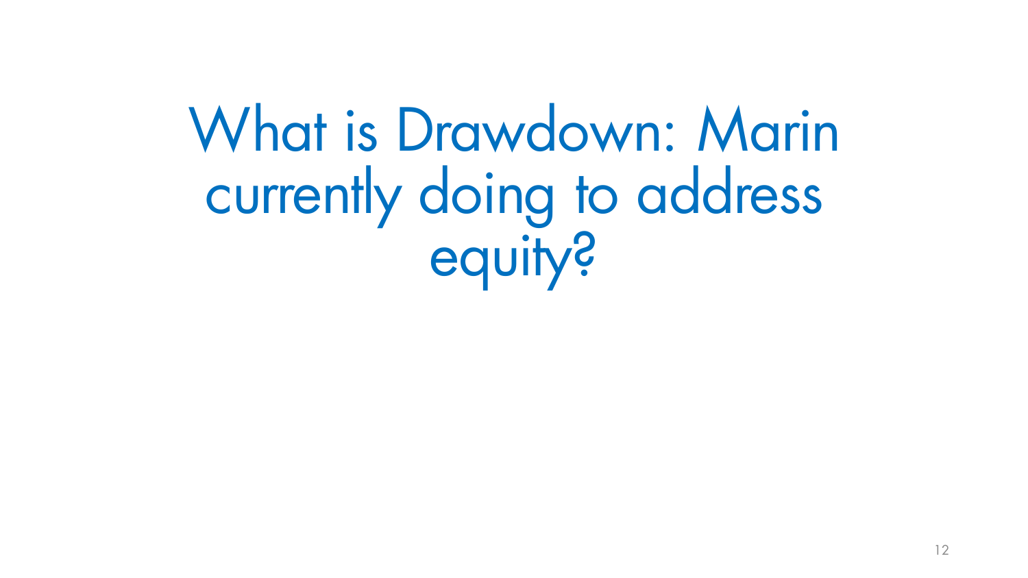# What is Drawdown: Marin currently doing to address equity?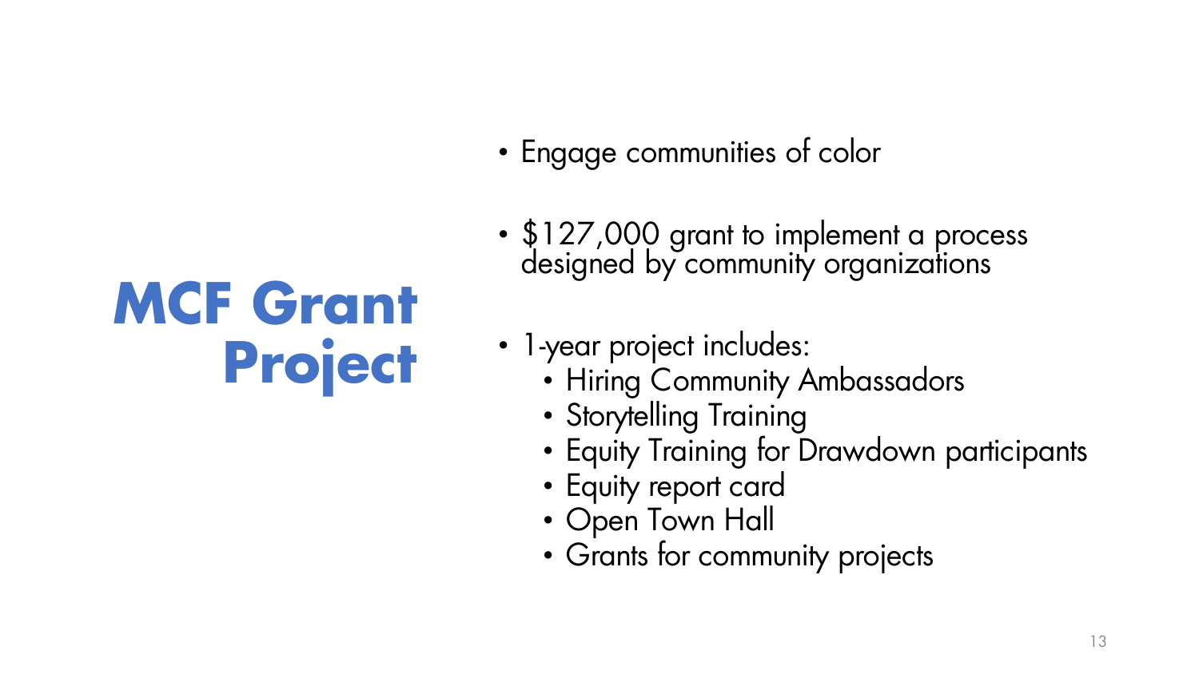# MCF Grant Project

- Engage communities of color
- $127,000 grant to implement a process designed by community organizations
- 1-year project includes:
  - Hiring Community Ambassadors
  - Storytelling Training
  - Equity Training for Drawdown participants
  - Equity report card
  - Open Town Hall
  - Grants for community projects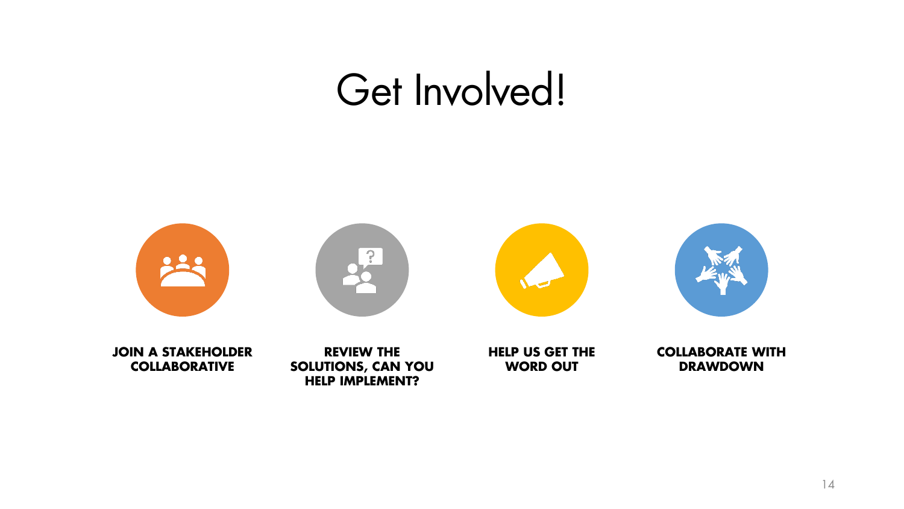# Get Involved!

**JOIN A STAKEHOLDER COLLABORATIVE**

**REVIEW THE SOLUTIONS, CAN YOU HELP IMPLEMENT?**

**HELP US GET THE WORD OUT**

**COLLABORATE WITH DRAWDOWN**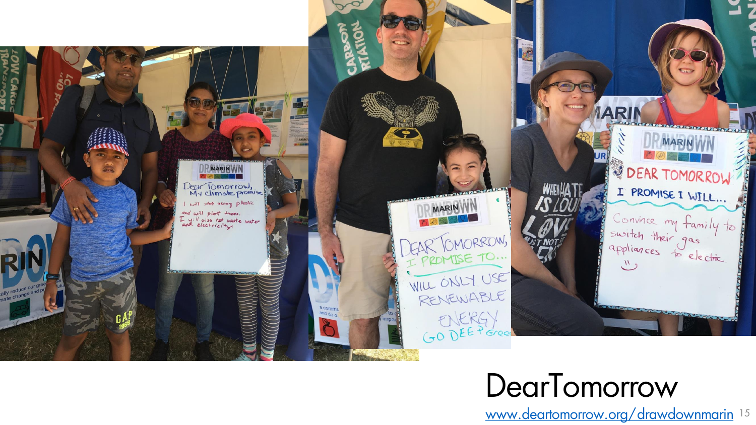# DearTomorrow

www.deartomorrow.org/drawdownmarin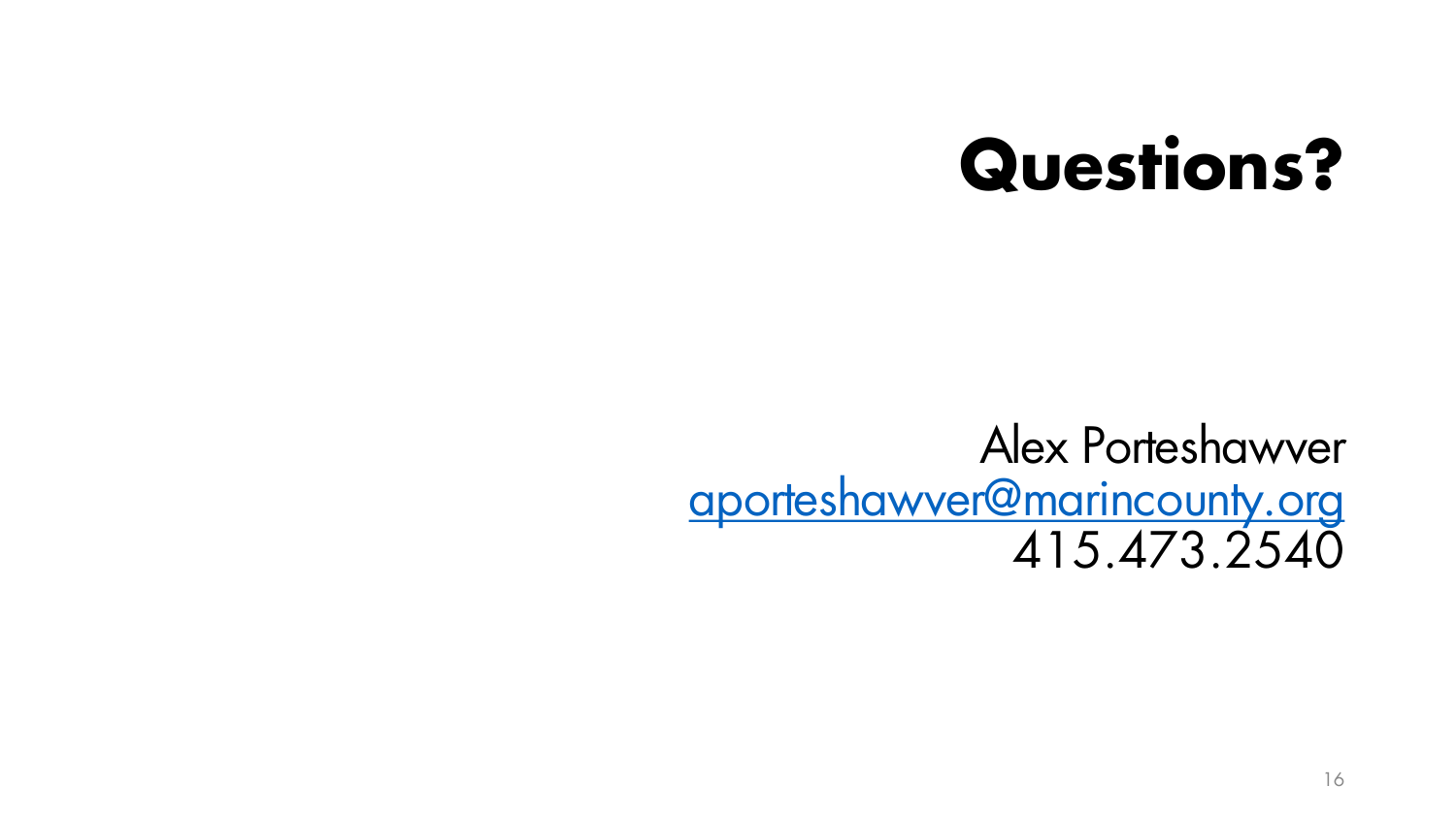# Questions?

Alex Porteshawver
[aporteshawver@marincounty.org](mailto:aporteshawver@marincounty.org)
415.473.2540